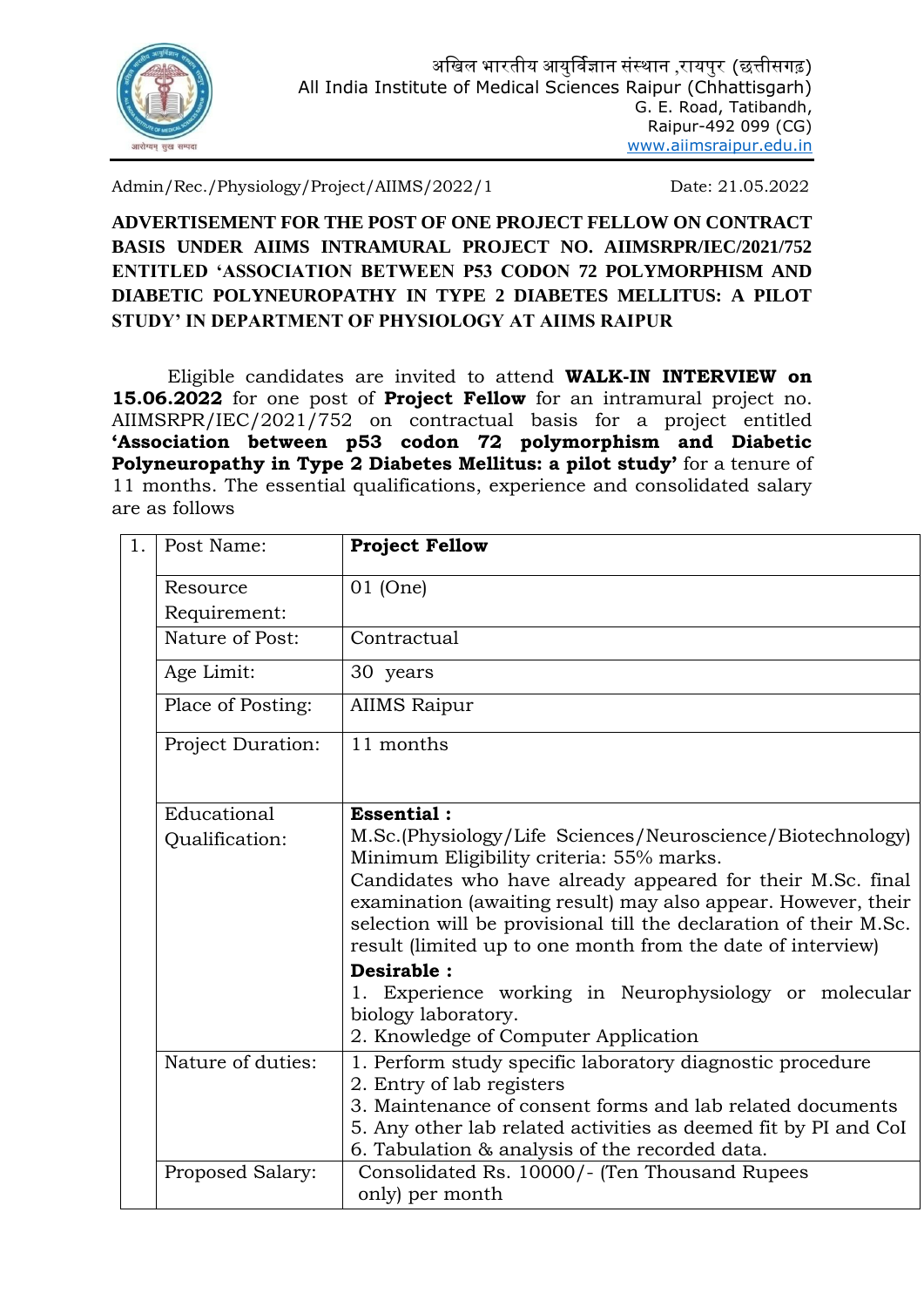अखिल भारतीय आयुर्विज्ञान संस्थान ,रायपुर (छत्तीसगढ़)
All India Institute of Medical Sciences Raipur (Chhattisgarh)
G. E. Road, Tatibandh,
Raipur-492 099 (CG)
www.aiimsraipur.edu.in

Admin/Rec./Physiology/Project/AIIMS/2022/1 Date: 21.05.2022

**ADVERTISEMENT FOR THE POST OF ONE PROJECT FELLOW ON CONTRACT BASIS UNDER AIIMS INTRAMURAL PROJECT NO. AIIMSRPR/IEC/2021/752 ENTITLED 'ASSOCIATION BETWEEN P53 CODON 72 POLYMORPHISM AND DIABETIC POLYNEUROPATHY IN TYPE 2 DIABETES MELLITUS: A PILOT STUDY' IN DEPARTMENT OF PHYSIOLOGY AT AIIMS RAIPUR**

Eligible candidates are invited to attend **WALK-IN INTERVIEW on 15.06.2022** for one post of **Project Fellow** for an intramural project no. AIIMSRPR/IEC/2021/752 on contractual basis for a project entitled **'Association between p53 codon 72 polymorphism and Diabetic Polyneuropathy in Type 2 Diabetes Mellitus: a pilot study'** for a tenure of 11 months. The essential qualifications, experience and consolidated salary are as follows

| 1. | Post Name: | **Project Fellow** |
|---|---|---|
| | Resource Requirement: | 01 (One) |
| | Nature of Post: | Contractual |
| | Age Limit: | 30 years |
| | Place of Posting: | AIIMS Raipur |
| | Project Duration: | 11 months |
| | Educational Qualification: | **Essential :**<br>M.Sc.(Physiology/Life Sciences/Neuroscience/Biotechnology) Minimum Eligibility criteria: 55% marks.<br>Candidates who have already appeared for their M.Sc. final examination (awaiting result) may also appear. However, their selection will be provisional till the declaration of their M.Sc. result (limited up to one month from the date of interview)<br>**Desirable :**<br>1. Experience working in Neurophysiology or molecular biology laboratory.<br>2. Knowledge of Computer Application |
| | Nature of duties: | 1. Perform study specific laboratory diagnostic procedure<br>2. Entry of lab registers<br>3. Maintenance of consent forms and lab related documents<br>5. Any other lab related activities as deemed fit by PI and CoI<br>6. Tabulation & analysis of the recorded data. |
| | Proposed Salary: | Consolidated Rs. 10000/- (Ten Thousand Rupees only) per month |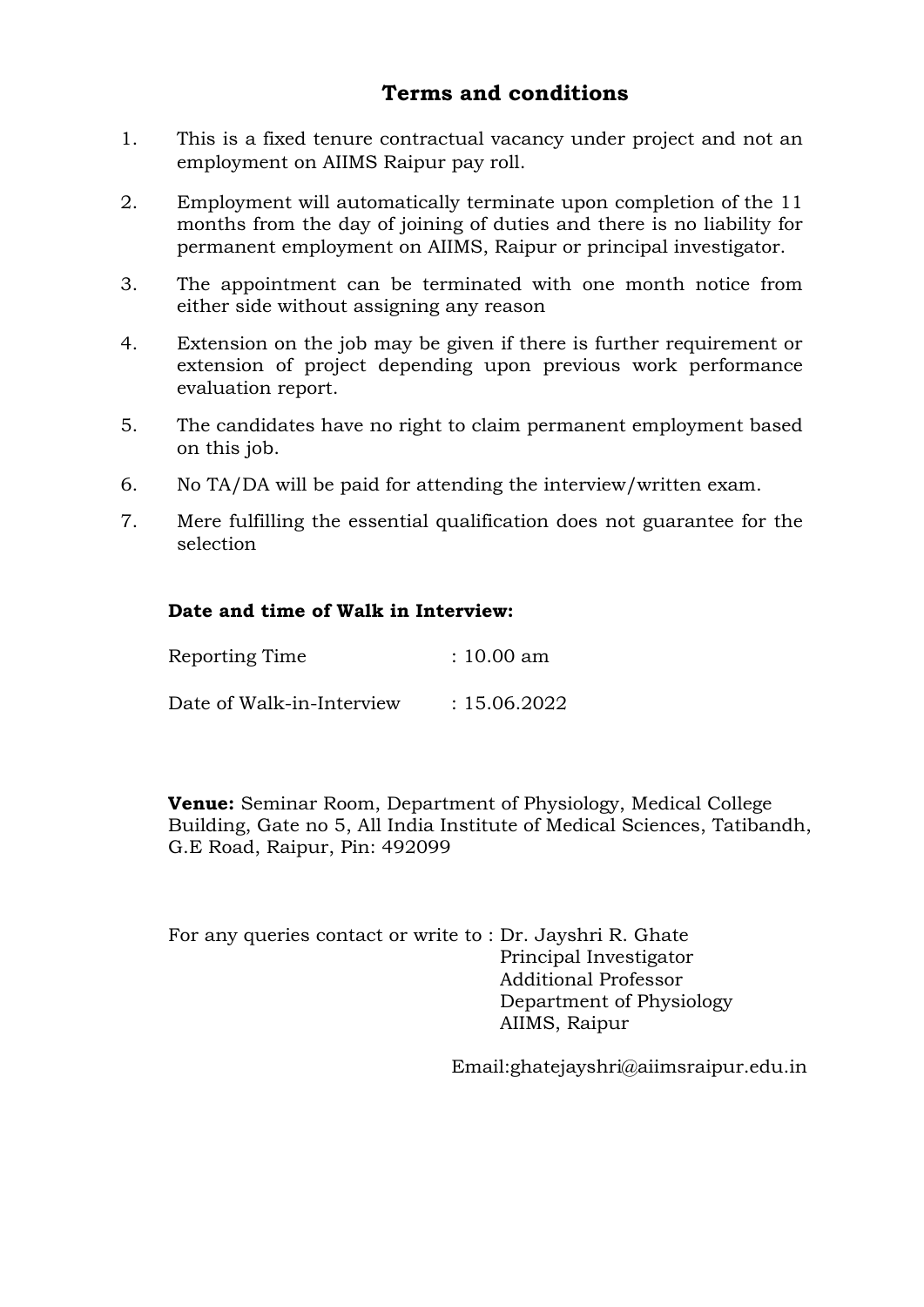## Terms and conditions

1. This is a fixed tenure contractual vacancy under project and not an employment on AIIMS Raipur pay roll.
2. Employment will automatically terminate upon completion of the 11 months from the day of joining of duties and there is no liability for permanent employment on AIIMS, Raipur or principal investigator.
3. The appointment can be terminated with one month notice from either side without assigning any reason
4. Extension on the job may be given if there is further requirement or extension of project depending upon previous work performance evaluation report.
5. The candidates have no right to claim permanent employment based on this job.
6. No TA/DA will be paid for attending the interview/written exam.
7. Mere fulfilling the essential qualification does not guarantee for the selection

**Date and time of Walk in Interview:**

Reporting Time : 10.00 am

Date of Walk-in-Interview : 15.06.2022

**Venue:** Seminar Room, Department of Physiology, Medical College Building, Gate no 5, All India Institute of Medical Sciences, Tatibandh, G.E Road, Raipur, Pin: 492099

For any queries contact or write to : Dr. Jayshri R. Ghate
Principal Investigator
Additional Professor
Department of Physiology
AIIMS, Raipur

Email:ghatejayshri@aiimsraipur.edu.in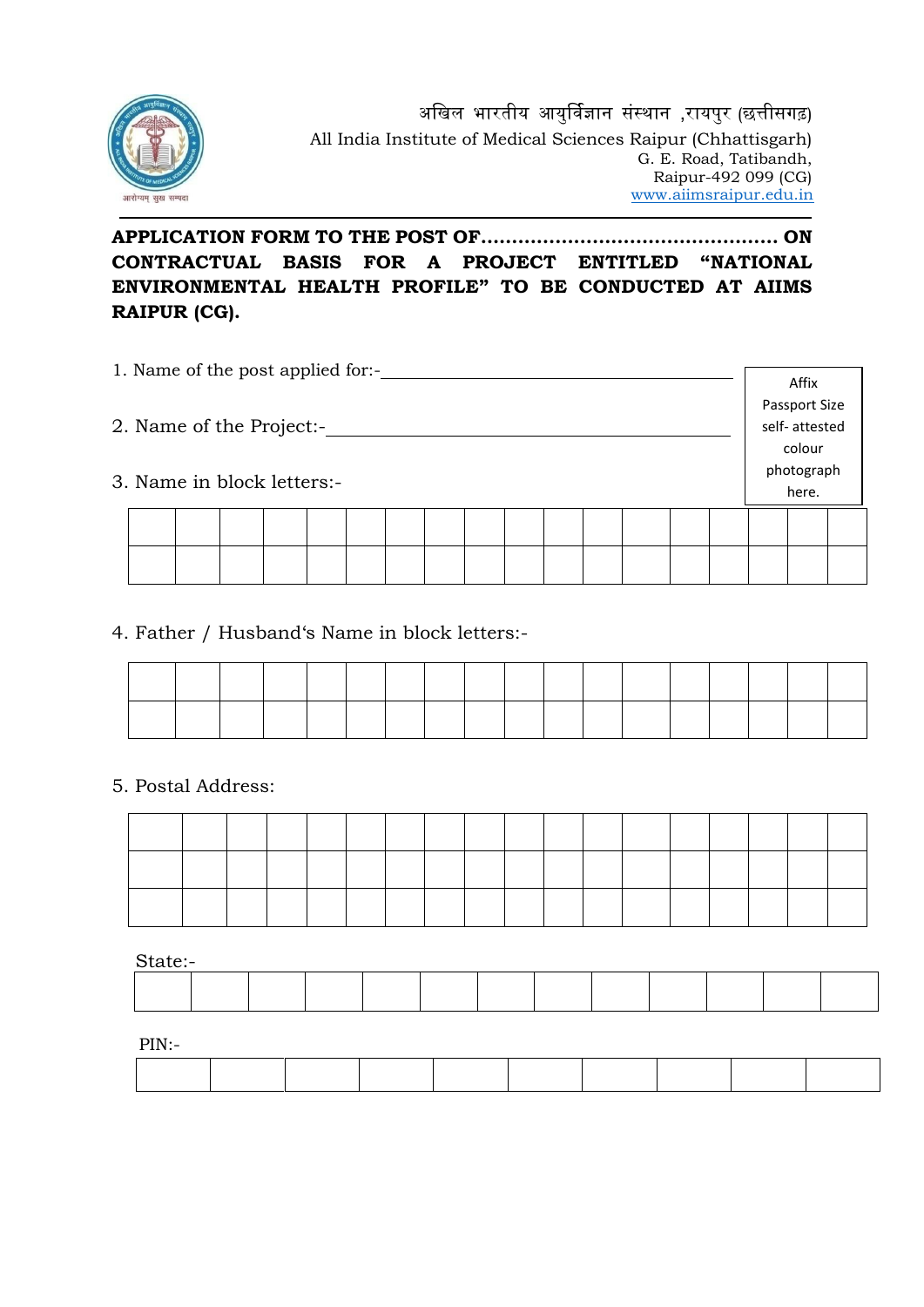अखिल भारतीय आयुर्विज्ञान संस्थान ,रायपुर (छत्तीसगढ़)
All India Institute of Medical Sciences Raipur (Chhattisgarh)
G. E. Road, Tatibandh,
Raipur-492 099 (CG)
www.aiimsraipur.edu.in

**APPLICATION FORM TO THE POST OF………………………………………… ON CONTRACTUAL BASIS FOR A PROJECT ENTITLED "NATIONAL ENVIRONMENTAL HEALTH PROFILE" TO BE CONDUCTED AT AIIMS RAIPUR (CG).**

Affix Passport Size self- attested colour photograph here.

1. Name of the post applied for:-\_\_\_\_\_\_\_\_\_\_\_\_\_\_\_\_\_\_\_\_\_\_\_\_\_\_\_\_\_\_\_\_\_\_\_\_

2. Name of the Project:-\_\_\_\_\_\_\_\_\_\_\_\_\_\_\_\_\_\_\_\_\_\_\_\_\_\_\_\_\_\_\_\_\_\_\_\_\_\_\_\_

3. Name in block letters:-

| | | | | | | | | | | | | | | | | | |
|---|---|---|---|---|---|---|---|---|---|---|---|---|---|---|---|---|---|
| | | | | | | | | | | | | | | | | | |

4. Father / Husband's Name in block letters:-

| | | | | | | | | | | | | | | | | | |
|---|---|---|---|---|---|---|---|---|---|---|---|---|---|---|---|---|---|
| | | | | | | | | | | | | | | | | | |

5. Postal Address:

| | | | | | | | | | | | | | | | | | |
|---|---|---|---|---|---|---|---|---|---|---|---|---|---|---|---|---|---|
| | | | | | | | | | | | | | | | | | |
| | | | | | | | | | | | | | | | | | |

State:-

| | | | | | | | | | | | | |
|---|---|---|---|---|---|---|---|---|---|---|---|---|

PIN:-

| | | | | | | | | | |
|---|---|---|---|---|---|---|---|---|---|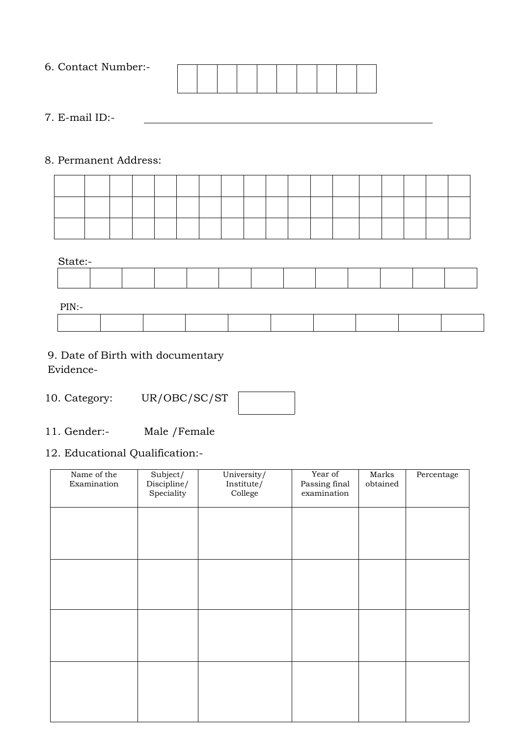6. Contact Number:-

| | | | | | | | | | |
|---|---|---|---|---|---|---|---|---|---|
| | | | | | | | | | |

7. E-mail ID:- ________________________________________

8. Permanent Address:

| | | | | | | | | | | | | | | | | | |
|---|---|---|---|---|---|---|---|---|---|---|---|---|---|---|---|---|---|
| | | | | | | | | | | | | | | | | | |
| | | | | | | | | | | | | | | | | | |
| | | | | | | | | | | | | | | | | | |

State:-

| | | | | | | | | | | | | |
|---|---|---|---|---|---|---|---|---|---|---|---|---|
| | | | | | | | | | | | | |

PIN:-

| | | | | | | | | | |
|---|---|---|---|---|---|---|---|---|---|
| | | | | | | | | | |

9. Date of Birth with documentary Evidence-

10. Category: UR/OBC/SC/ST [ ]

11. Gender:- Male /Female

12. Educational Qualification:-

| Name of the Examination | Subject/ Discipline/ Speciality | University/ Institute/ College | Year of Passing final examination | Marks obtained | Percentage |
|---|---|---|---|---|---|
| | | | | | |
| | | | | | |
| | | | | | |
| | | | | | |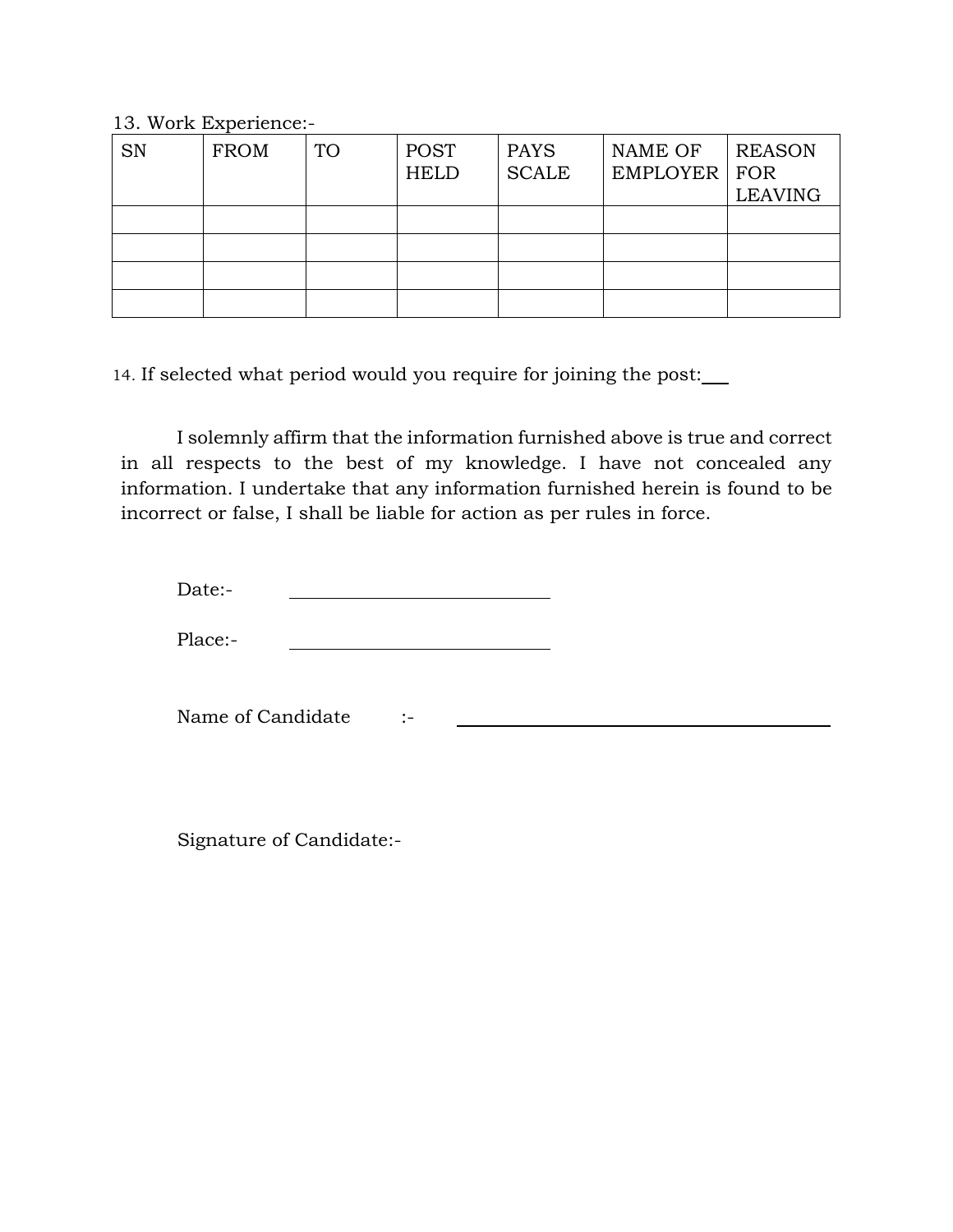13. Work Experience:-

| SN | FROM | TO | POST HELD | PAYS SCALE | NAME OF EMPLOYER | REASON FOR LEAVING |
|---|---|---|---|---|---|---|
| | | | | | | |
| | | | | | | |
| | | | | | | |
| | | | | | | |

14. If selected what period would you require for joining the post:___

I solemnly affirm that the information furnished above is true and correct in all respects to the best of my knowledge. I have not concealed any information. I undertake that any information furnished herein is found to be incorrect or false, I shall be liable for action as per rules in force.

Date:- ____________________________

Place:- ____________________________

Name of Candidate :- ________________________________________

Signature of Candidate:-